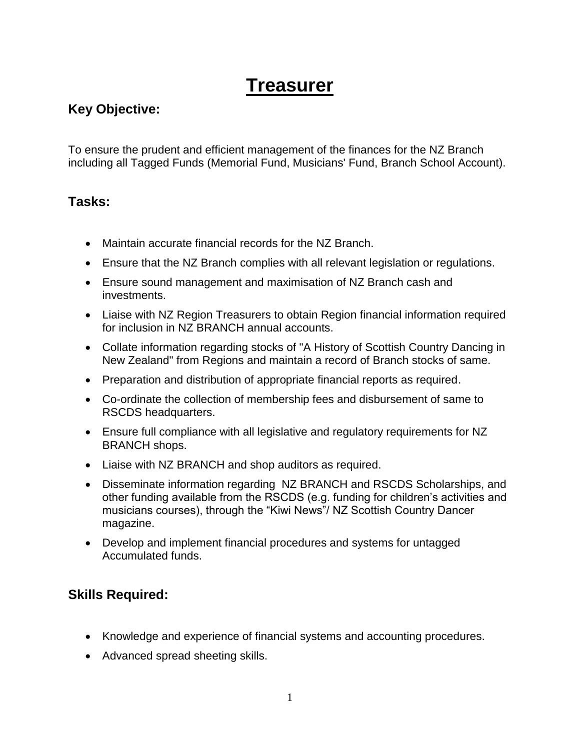# Treasurer

## Key Objective:

To ensure the prudent and efficient management of the finances for the NZ Branch including all Tagged Funds (Memorial Fund, Musicians' Fund, Branch School Account).

## Tasks:

- Maintain accurate financial records for the NZ Branch.
- Ensure that the NZ Branch complies with all relevant legislation or regulations.
- Ensure sound management and maximisation of NZ Branch cash and investments.
- Liaise with NZ Region Treasurers to obtain Region financial information required for inclusion in NZ BRANCH annual accounts.
- Collate information regarding stocks of "A History of Scottish Country Dancing in New Zealand" from Regions and maintain a record of Branch stocks of same.
- Preparation and distribution of appropriate financial reports as required.
- Co-ordinate the collection of membership fees and disbursement of same to RSCDS headquarters.
- Ensure full compliance with all legislative and regulatory requirements for NZ BRANCH shops.
- Liaise with NZ BRANCH and shop auditors as required.
- Disseminate information regarding NZ BRANCH and RSCDS Scholarships, and other funding available from the RSCDS (e.g. funding for children's activities and musicians courses), through the "Kiwi News"/ NZ Scottish Country Dancer magazine.
- Develop and implement financial procedures and systems for untagged Accumulated funds.

## Skills Required:

- Knowledge and experience of financial systems and accounting procedures.
- Advanced spread sheeting skills.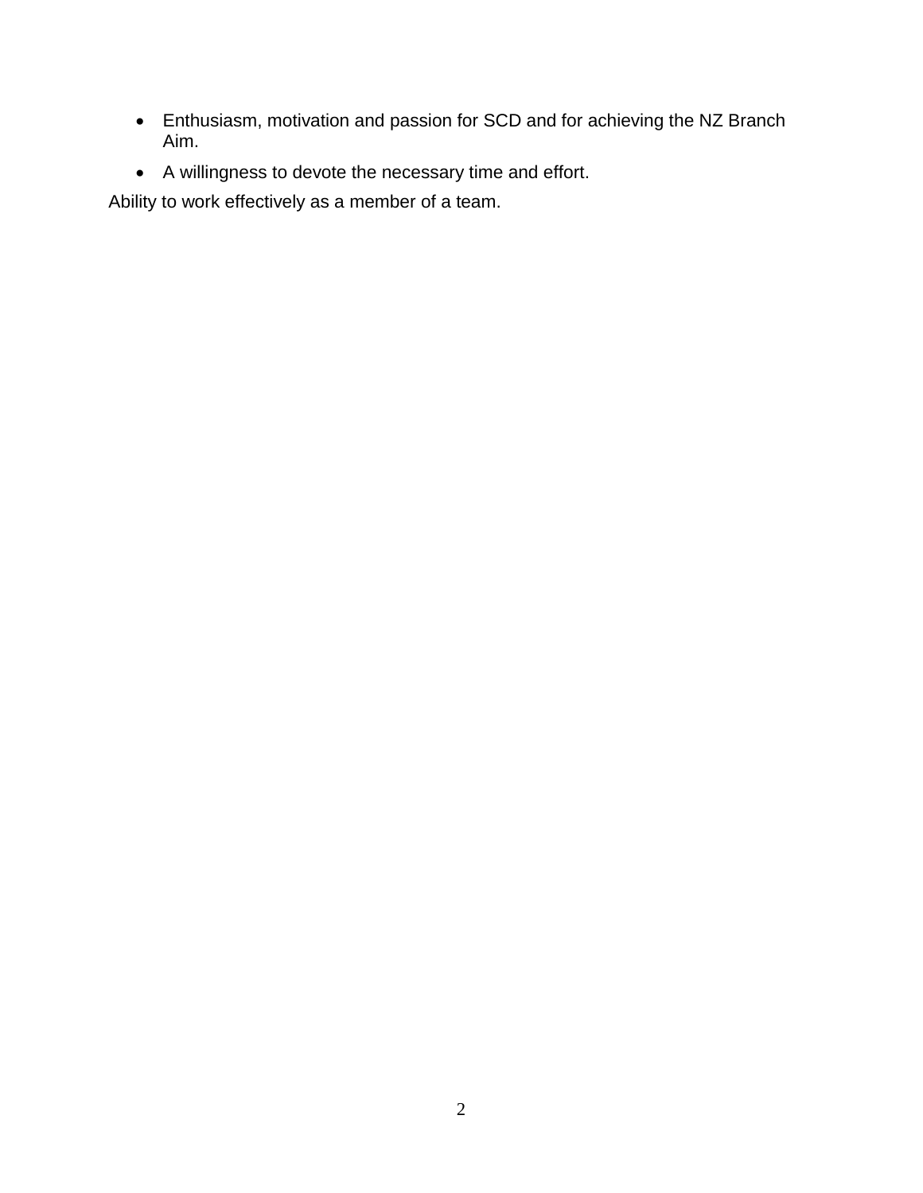- Enthusiasm, motivation and passion for SCD and for achieving the NZ Branch Aim.
- A willingness to devote the necessary time and effort.

Ability to work effectively as a member of a team.